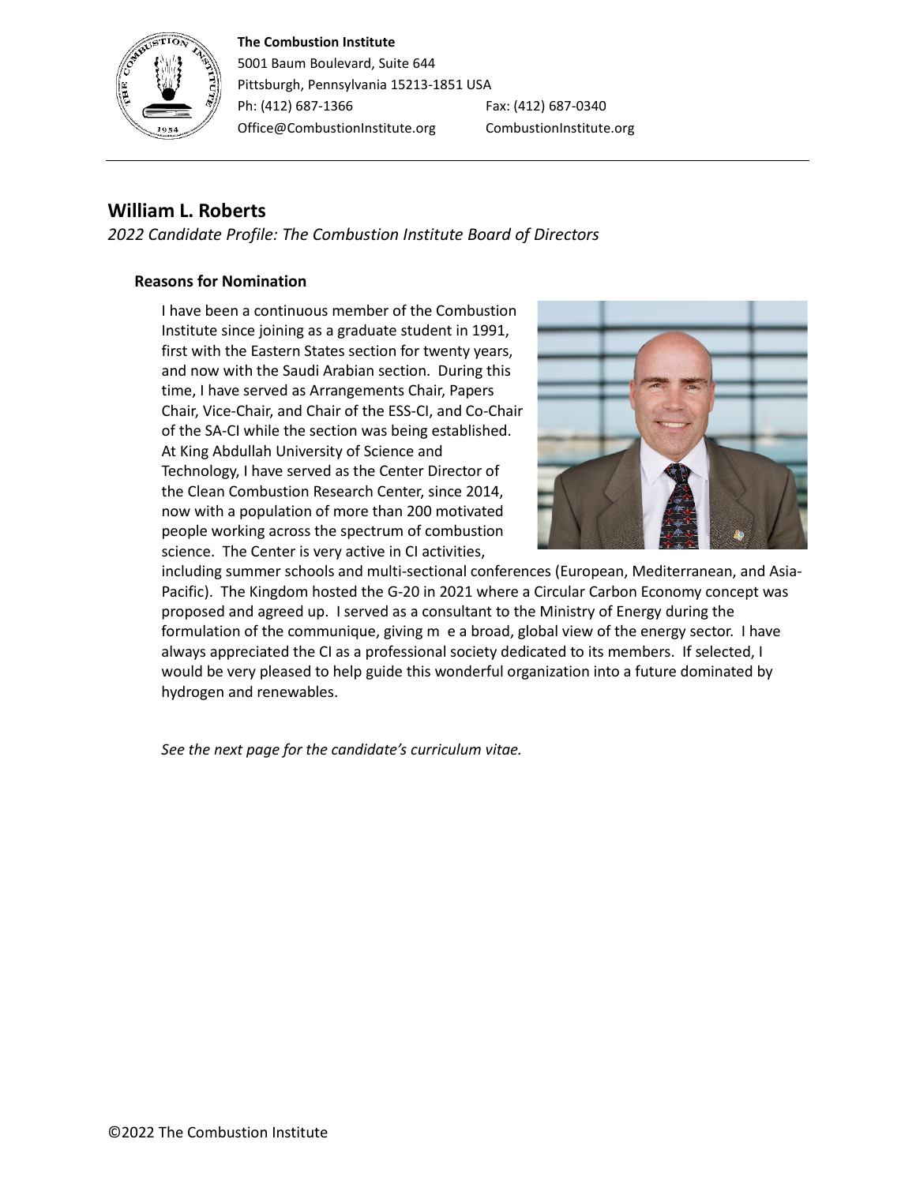**The Combustion Institute**
5001 Baum Boulevard, Suite 644
Pittsburgh, Pennsylvania 15213-1851 USA
Ph: (412) 687-1366 Fax: (412) 687-0340
Office@CombustionInstitute.org CombustionInstitute.org

## William L. Roberts

*2022 Candidate Profile: The Combustion Institute Board of Directors*

### Reasons for Nomination

I have been a continuous member of the Combustion Institute since joining as a graduate student in 1991, first with the Eastern States section for twenty years, and now with the Saudi Arabian section. During this time, I have served as Arrangements Chair, Papers Chair, Vice-Chair, and Chair of the ESS-CI, and Co-Chair of the SA-CI while the section was being established. At King Abdullah University of Science and Technology, I have served as the Center Director of the Clean Combustion Research Center, since 2014, now with a population of more than 200 motivated people working across the spectrum of combustion science. The Center is very active in CI activities, including summer schools and multi-sectional conferences (European, Mediterranean, and Asia-Pacific). The Kingdom hosted the G-20 in 2021 where a Circular Carbon Economy concept was proposed and agreed up. I served as a consultant to the Ministry of Energy during the formulation of the communique, giving m e a broad, global view of the energy sector. I have always appreciated the CI as a professional society dedicated to its members. If selected, I would be very pleased to help guide this wonderful organization into a future dominated by hydrogen and renewables.

*See the next page for the candidate's curriculum vitae.*

©2022 The Combustion Institute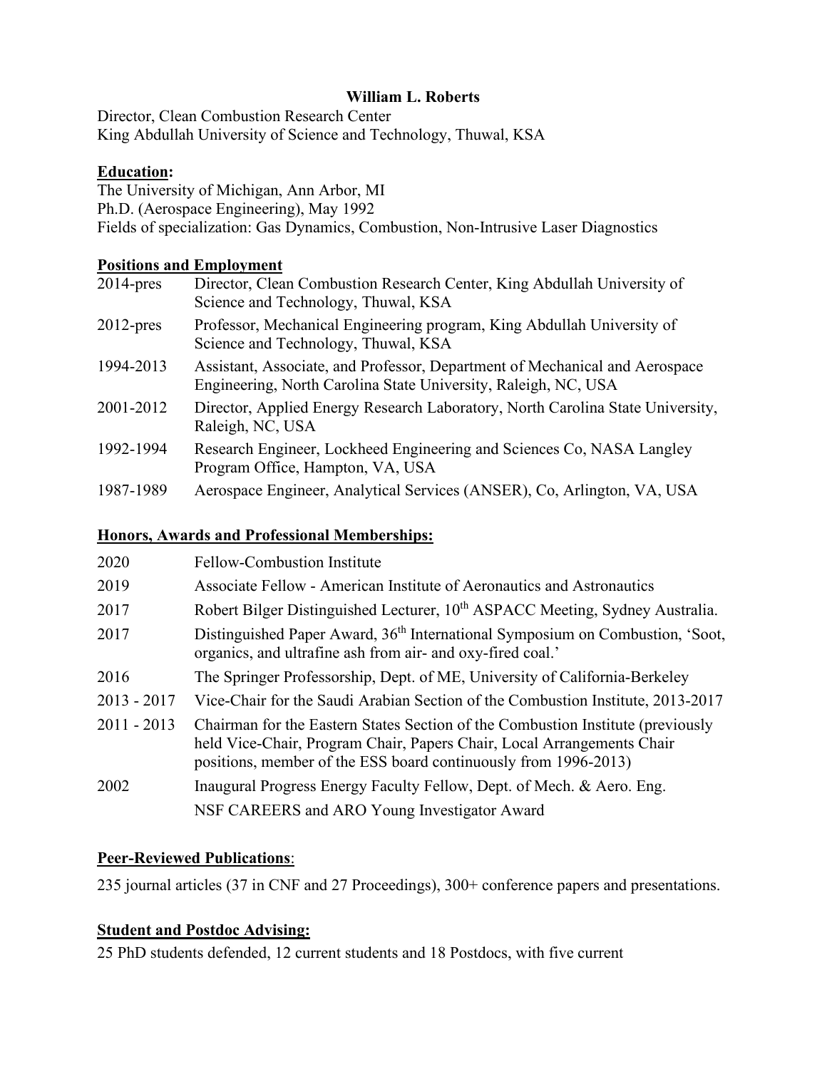**William L. Roberts**

Director, Clean Combustion Research Center
King Abdullah University of Science and Technology, Thuwal, KSA

## Education:

The University of Michigan, Ann Arbor, MI
Ph.D. (Aerospace Engineering), May 1992
Fields of specialization: Gas Dynamics, Combustion, Non-Intrusive Laser Diagnostics

## Positions and Employment

| | |
|---|---|
| 2014-pres | Director, Clean Combustion Research Center, King Abdullah University of Science and Technology, Thuwal, KSA |
| 2012-pres | Professor, Mechanical Engineering program, King Abdullah University of Science and Technology, Thuwal, KSA |
| 1994-2013 | Assistant, Associate, and Professor, Department of Mechanical and Aerospace Engineering, North Carolina State University, Raleigh, NC, USA |
| 2001-2012 | Director, Applied Energy Research Laboratory, North Carolina State University, Raleigh, NC, USA |
| 1992-1994 | Research Engineer, Lockheed Engineering and Sciences Co, NASA Langley Program Office, Hampton, VA, USA |
| 1987-1989 | Aerospace Engineer, Analytical Services (ANSER), Co, Arlington, VA, USA |

## Honors, Awards and Professional Memberships:

| | |
|---|---|
| 2020 | Fellow-Combustion Institute |
| 2019 | Associate Fellow - American Institute of Aeronautics and Astronautics |
| 2017 | Robert Bilger Distinguished Lecturer, 10th ASPACC Meeting, Sydney Australia. |
| 2017 | Distinguished Paper Award, 36th International Symposium on Combustion, 'Soot, organics, and ultrafine ash from air- and oxy-fired coal.' |
| 2016 | The Springer Professorship, Dept. of ME, University of California-Berkeley |
| 2013 - 2017 | Vice-Chair for the Saudi Arabian Section of the Combustion Institute, 2013-2017 |
| 2011 - 2013 | Chairman for the Eastern States Section of the Combustion Institute (previously held Vice-Chair, Program Chair, Papers Chair, Local Arrangements Chair positions, member of the ESS board continuously from 1996-2013) |
| 2002 | Inaugural Progress Energy Faculty Fellow, Dept. of Mech. & Aero. Eng. |
| | NSF CAREERS and ARO Young Investigator Award |

## Peer-Reviewed Publications:

235 journal articles (37 in CNF and 27 Proceedings), 300+ conference papers and presentations.

## Student and Postdoc Advising:

25 PhD students defended, 12 current students and 18 Postdocs, with five current